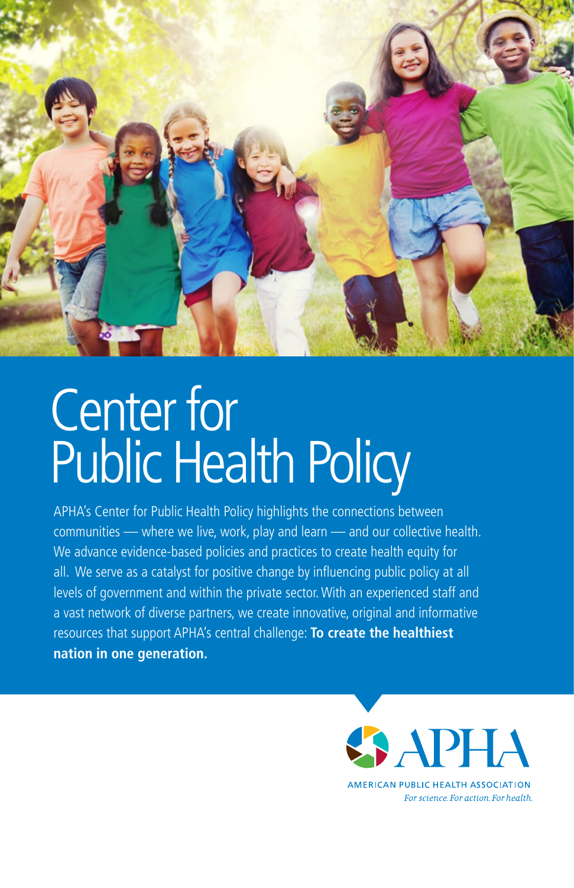# Center for Public Health Policy

APHA's Center for Public Health Policy highlights the connections between communities — where we live, work, play and learn — and our collective health. We advance evidence-based policies and practices to create health equity for all. We serve as a catalyst for positive change by influencing public policy at all levels of government and within the private sector. With an experienced staff and a vast network of diverse partners, we create innovative, original and informative resources that support APHA's central challenge: **To create the healthiest nation in one generation.**

APHA

AMERICAN PUBLIC HEALTH ASSOCIATION

*For science. For action. For health.*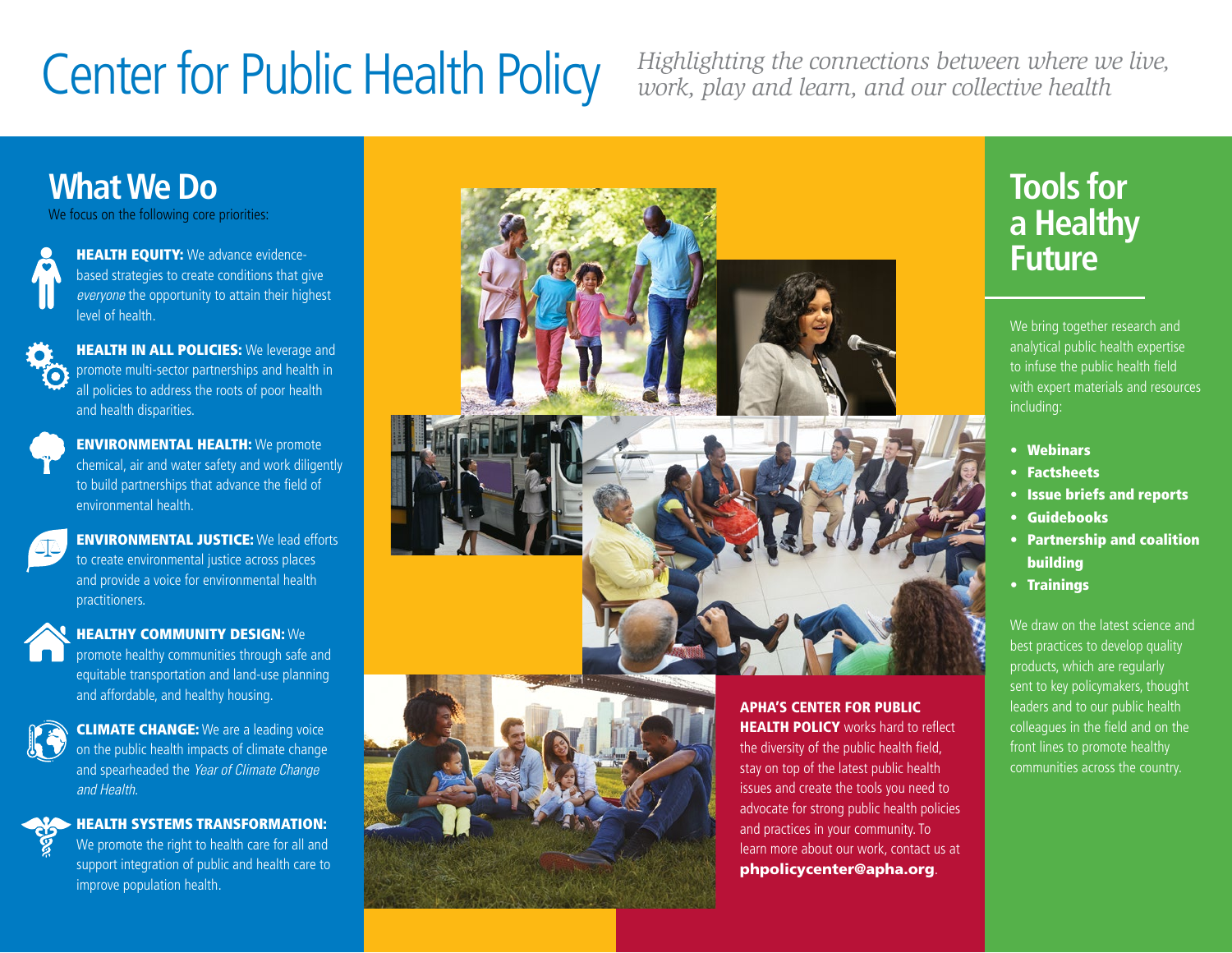# Center for Public Health Policy

*Highlighting the connections between where we live, work, play and learn, and our collective health*

## What We Do

We focus on the following core priorities:

**HEALTH EQUITY:** We advance evidence-based strategies to create conditions that give *everyone* the opportunity to attain their highest level of health.

**HEALTH IN ALL POLICIES:** We leverage and promote multi-sector partnerships and health in all policies to address the roots of poor health and health disparities.

**ENVIRONMENTAL HEALTH:** We promote chemical, air and water safety and work diligently to build partnerships that advance the field of environmental health.

**ENVIRONMENTAL JUSTICE:** We lead efforts to create environmental justice across places and provide a voice for environmental health practitioners.

**HEALTHY COMMUNITY DESIGN:** We promote healthy communities through safe and equitable transportation and land-use planning and affordable, and healthy housing.

**CLIMATE CHANGE:** We are a leading voice on the public health impacts of climate change and spearheaded the *Year of Climate Change and Health*.

**HEALTH SYSTEMS TRANSFORMATION:** We promote the right to health care for all and support integration of public and health care to improve population health.

**APHA'S CENTER FOR PUBLIC HEALTH POLICY** works hard to reflect the diversity of the public health field, stay on top of the latest public health issues and create the tools you need to advocate for strong public health policies and practices in your community. To learn more about our work, contact us at **phpolicycenter@apha.org**.

## Tools for a Healthy Future

We bring together research and analytical public health expertise to infuse the public health field with expert materials and resources including:

- **Webinars**
- **Factsheets**
- **Issue briefs and reports**
- **Guidebooks**
- **Partnership and coalition building**
- **Trainings**

We draw on the latest science and best practices to develop quality products, which are regularly sent to key policymakers, thought leaders and to our public health colleagues in the field and on the front lines to promote healthy communities across the country.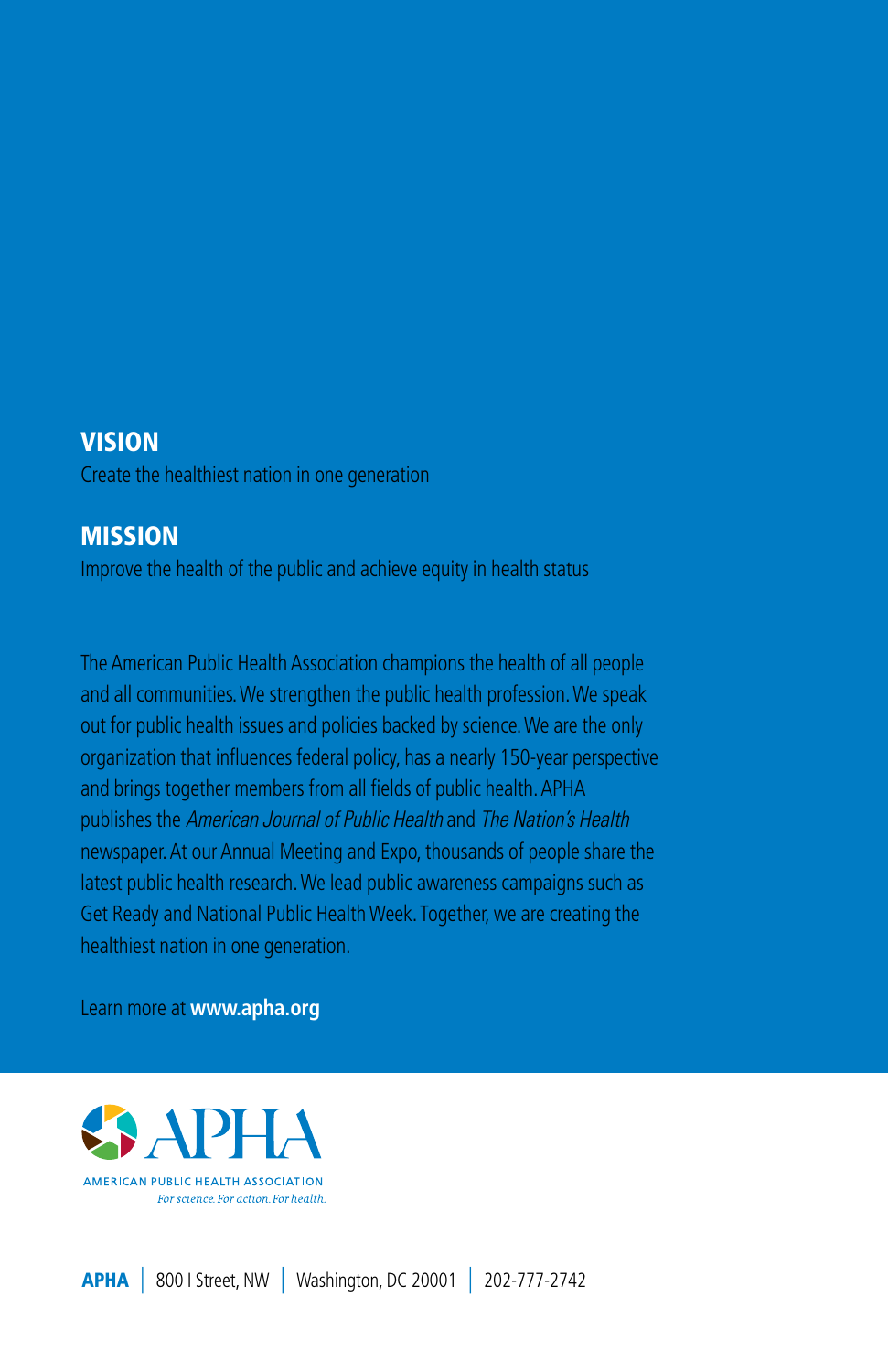## VISION

Create the healthiest nation in one generation

## MISSION

Improve the health of the public and achieve equity in health status

The American Public Health Association champions the health of all people and all communities. We strengthen the public health profession. We speak out for public health issues and policies backed by science. We are the only organization that influences federal policy, has a nearly 150-year perspective and brings together members from all fields of public health. APHA publishes the *American Journal of Public Health* and *The Nation's Health* newspaper. At our Annual Meeting and Expo, thousands of people share the latest public health research. We lead public awareness campaigns such as Get Ready and National Public Health Week. Together, we are creating the healthiest nation in one generation.

Learn more at **www.apha.org**

APHA
AMERICAN PUBLIC HEALTH ASSOCIATION
*For science. For action. For health.*

**APHA** | 800 I Street, NW | Washington, DC 20001 | 202-777-2742